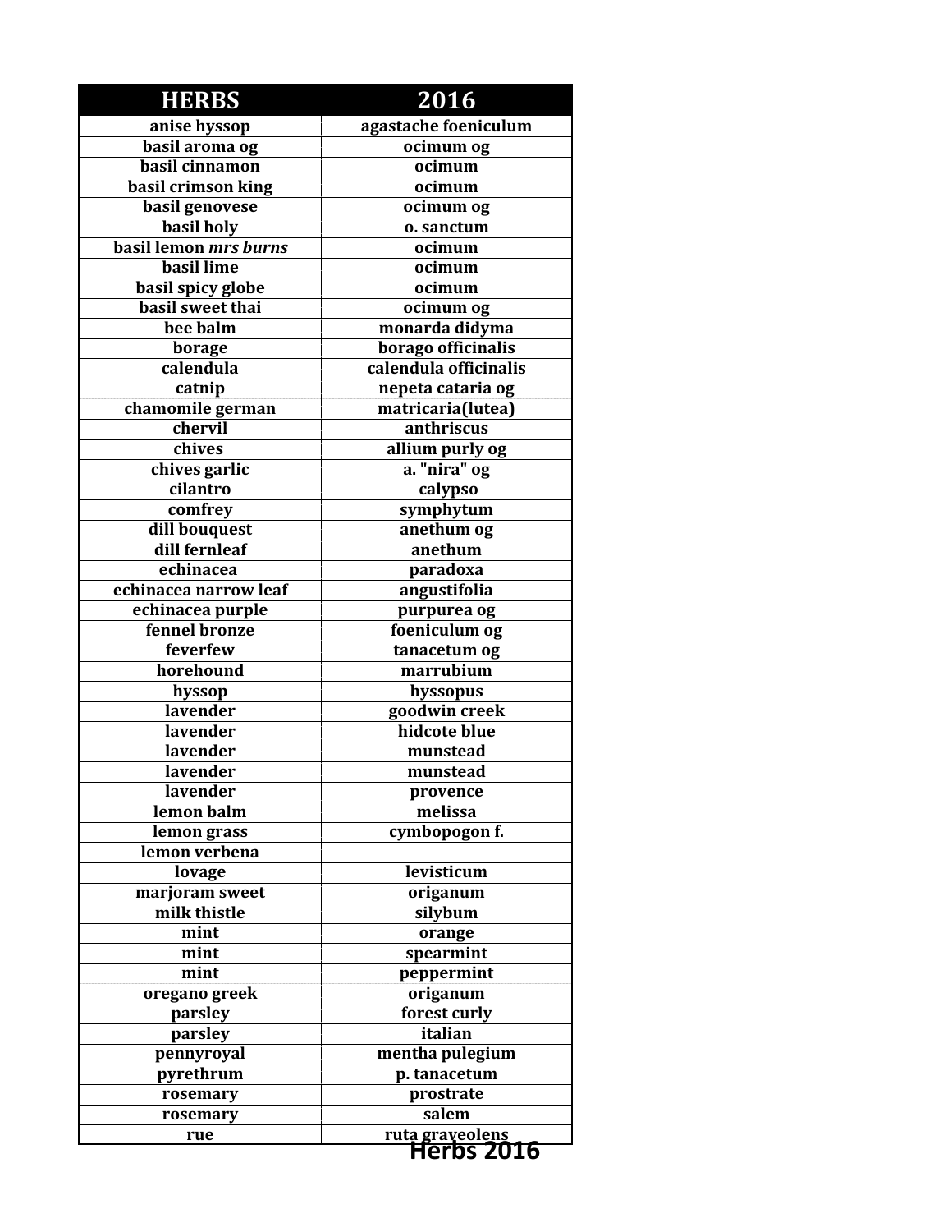| HERBS | 2016 |
|---|---|
| anise hyssop | agastache foeniculum |
| basil aroma og | ocimum og |
| basil cinnamon | ocimum |
| basil crimson king | ocimum |
| basil genovese | ocimum og |
| basil holy | o. sanctum |
| basil lemon *mrs burns* | ocimum |
| basil lime | ocimum |
| basil spicy globe | ocimum |
| basil sweet thai | ocimum og |
| bee balm | monarda didyma |
| borage | borago officinalis |
| calendula | calendula officinalis |
| catnip | nepeta cataria og |
| chamomile german | matricaria(lutea) |
| chervil | anthriscus |
| chives | allium purly og |
| chives garlic | a. "nira" og |
| cilantro | calypso |
| comfrey | symphytum |
| dill bouquest | anethum og |
| dill fernleaf | anethum |
| echinacea | paradoxa |
| echinacea narrow leaf | angustifolia |
| echinacea purple | purpurea og |
| fennel bronze | foeniculum og |
| feverfew | tanacetum og |
| horehound | marrubium |
| hyssop | hyssopus |
| lavender | goodwin creek |
| lavender | hidcote blue |
| lavender | munstead |
| lavender | munstead |
| lavender | provence |
| lemon balm | melissa |
| lemon grass | cymbopogon f. |
| lemon verbena | |
| lovage | levisticum |
| marjoram sweet | origanum |
| milk thistle | silybum |
| mint | orange |
| mint | spearmint |
| mint | peppermint |
| oregano greek | origanum |
| parsley | forest curly |
| parsley | italian |
| pennyroyal | mentha pulegium |
| pyrethrum | p. tanacetum |
| rosemary | prostrate |
| rosemary | salem |
| rue | ruta graveolens |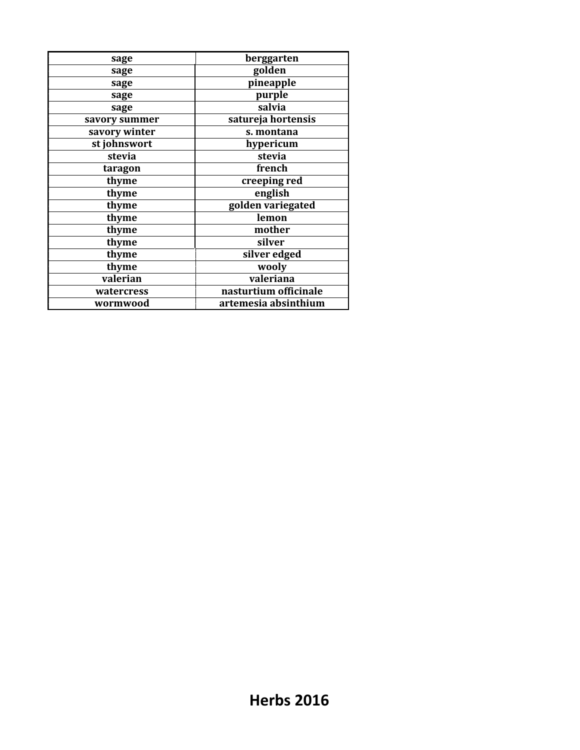| | |
|---|---|
| sage | berggarten |
| sage | golden |
| sage | pineapple |
| sage | purple |
| sage | salvia |
| savory summer | satureja hortensis |
| savory winter | s. montana |
| st johnswort | hypericum |
| stevia | stevia |
| taragon | french |
| thyme | creeping red |
| thyme | english |
| thyme | golden variegated |
| thyme | lemon |
| thyme | mother |
| thyme | silver |
| thyme | silver edged |
| thyme | wooly |
| valerian | valeriana |
| watercress | nasturtium officinale |
| wormwood | artemesia absinthium |

**Herbs 2016**